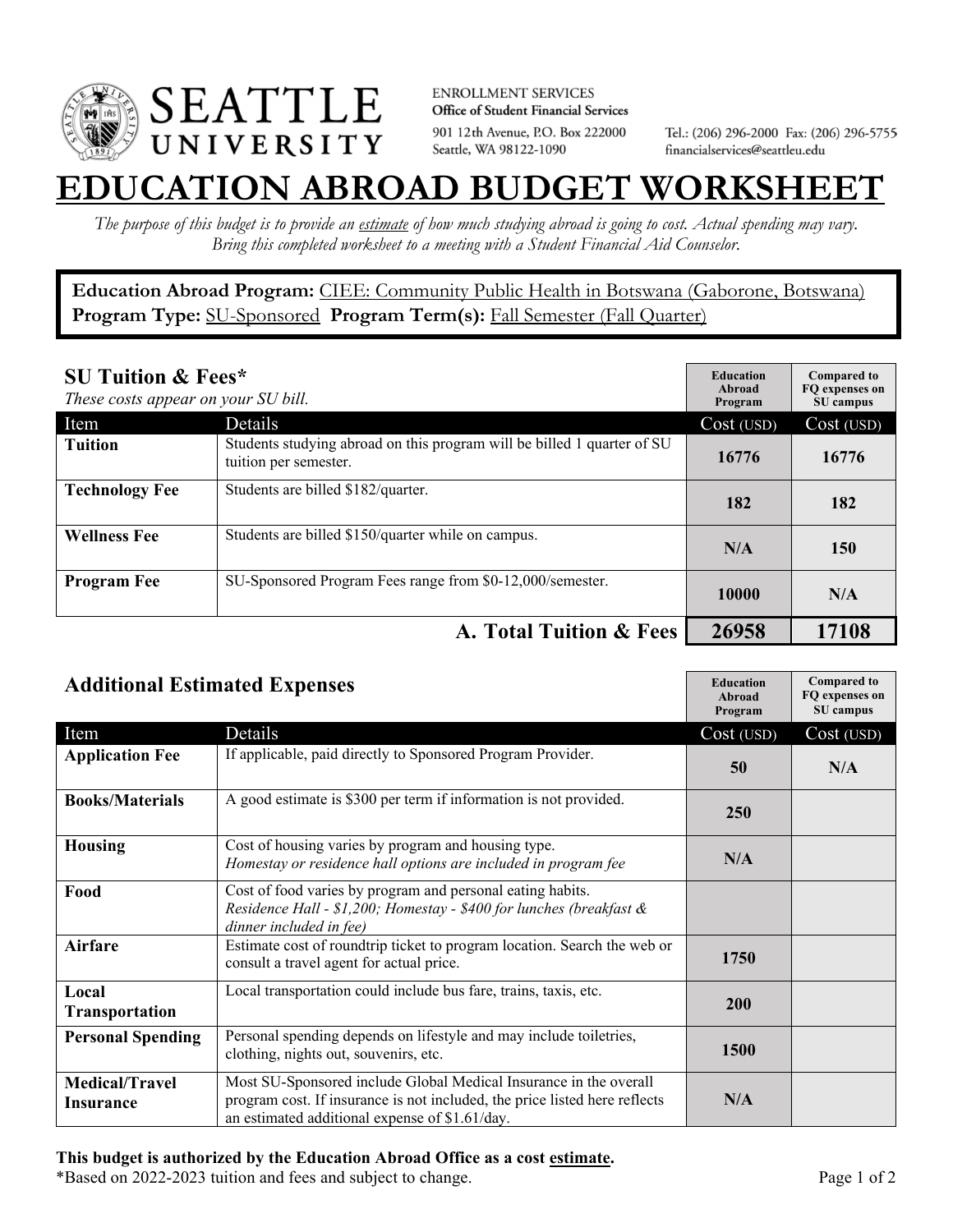SEATTLE UNIVERSITY

ENROLLMENT SERVICES
**Office of Student Financial Services**
901 12th Avenue, P.O. Box 222000
Seattle, WA 98122-1090

Tel.: (206) 296-2000 Fax: (206) 296-5755
financialservices@seattleu.edu

# EDUCATION ABROAD BUDGET WORKSHEET

*The purpose of this budget is to provide an estimate of how much studying abroad is going to cost. Actual spending may vary. Bring this completed worksheet to a meeting with a Student Financial Aid Counselor.*

**Education Abroad Program:** CIEE: Community Public Health in Botswana (Gaborone, Botswana)
**Program Type:** SU-Sponsored **Program Term(s):** Fall Semester (Fall Quarter)

## SU Tuition & Fees*

*These costs appear on your SU bill.*

| Item | Details | Education Abroad Program Cost (USD) | Compared to FQ expenses on SU campus Cost (USD) |
|---|---|---|---|
| **Tuition** | Students studying abroad on this program will be billed 1 quarter of SU tuition per semester. | 16776 | 16776 |
| **Technology Fee** | Students are billed $182/quarter. | 182 | 182 |
| **Wellness Fee** | Students are billed $150/quarter while on campus. | N/A | 150 |
| **Program Fee** | SU-Sponsored Program Fees range from $0-12,000/semester. | 10000 | N/A |
| | **A. Total Tuition & Fees** | **26958** | **17108** |

## Additional Estimated Expenses

| Item | Details | Education Abroad Program Cost (USD) | Compared to FQ expenses on SU campus Cost (USD) |
|---|---|---|---|
| **Application Fee** | If applicable, paid directly to Sponsored Program Provider. | 50 | N/A |
| **Books/Materials** | A good estimate is $300 per term if information is not provided. | 250 | |
| **Housing** | Cost of housing varies by program and housing type. *Homestay or residence hall options are included in program fee* | N/A | |
| **Food** | Cost of food varies by program and personal eating habits. *Residence Hall - $1,200; Homestay - $400 for lunches (breakfast & dinner included in fee)* | | |
| **Airfare** | Estimate cost of roundtrip ticket to program location. Search the web or consult a travel agent for actual price. | 1750 | |
| **Local Transportation** | Local transportation could include bus fare, trains, taxis, etc. | 200 | |
| **Personal Spending** | Personal spending depends on lifestyle and may include toiletries, clothing, nights out, souvenirs, etc. | 1500 | |
| **Medical/Travel Insurance** | Most SU-Sponsored include Global Medical Insurance in the overall program cost. If insurance is not included, the price listed here reflects an estimated additional expense of $1.61/day. | N/A | |

**This budget is authorized by the Education Abroad Office as a cost estimate.**
*Based on 2022-2023 tuition and fees and subject to change.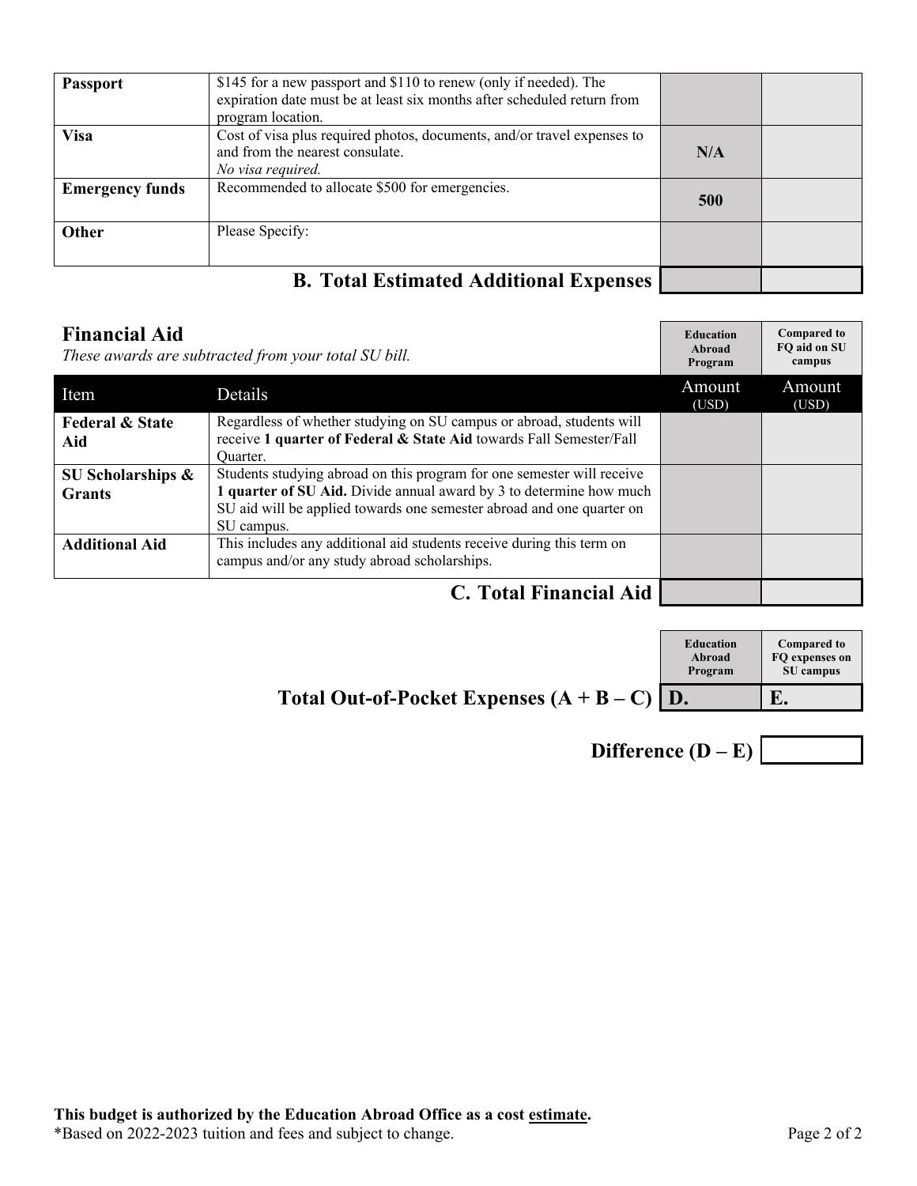| | | | |
|---|---|---|---|
| **Passport** | $145 for a new passport and $110 to renew (only if needed). The expiration date must be at least six months after scheduled return from program location. | | |
| **Visa** | Cost of visa plus required photos, documents, and/or travel expenses to and from the nearest consulate. *No visa required.* | **N/A** | |
| **Emergency funds** | Recommended to allocate $500 for emergencies. | **500** | |
| **Other** | Please Specify: | | |
| | **B. Total Estimated Additional Expenses** | | |

## Financial Aid

*These awards are subtracted from your total SU bill.*

| Item | Details | Education Abroad Program Amount (USD) | Compared to FQ aid on SU campus Amount (USD) |
|---|---|---|---|
| **Federal & State Aid** | Regardless of whether studying on SU campus or abroad, students will receive **1 quarter of Federal & State Aid** towards Fall Semester/Fall Quarter. | | |
| **SU Scholarships & Grants** | Students studying abroad on this program for one semester will receive **1 quarter of SU Aid.** Divide annual award by 3 to determine how much SU aid will be applied towards one semester abroad and one quarter on SU campus. | | |
| **Additional Aid** | This includes any additional aid students receive during this term on campus and/or any study abroad scholarships. | | |
| | **C. Total Financial Aid** | | |

| | Education Abroad Program | Compared to FQ expenses on SU campus |
|---|---|---|
| **Total Out-of-Pocket Expenses (A + B – C)** | **D.** | **E.** |

| | |
|---|---|
| **Difference (D – E)** | |

**This budget is authorized by the Education Abroad Office as a cost estimate.**

*Based on 2022-2023 tuition and fees and subject to change.